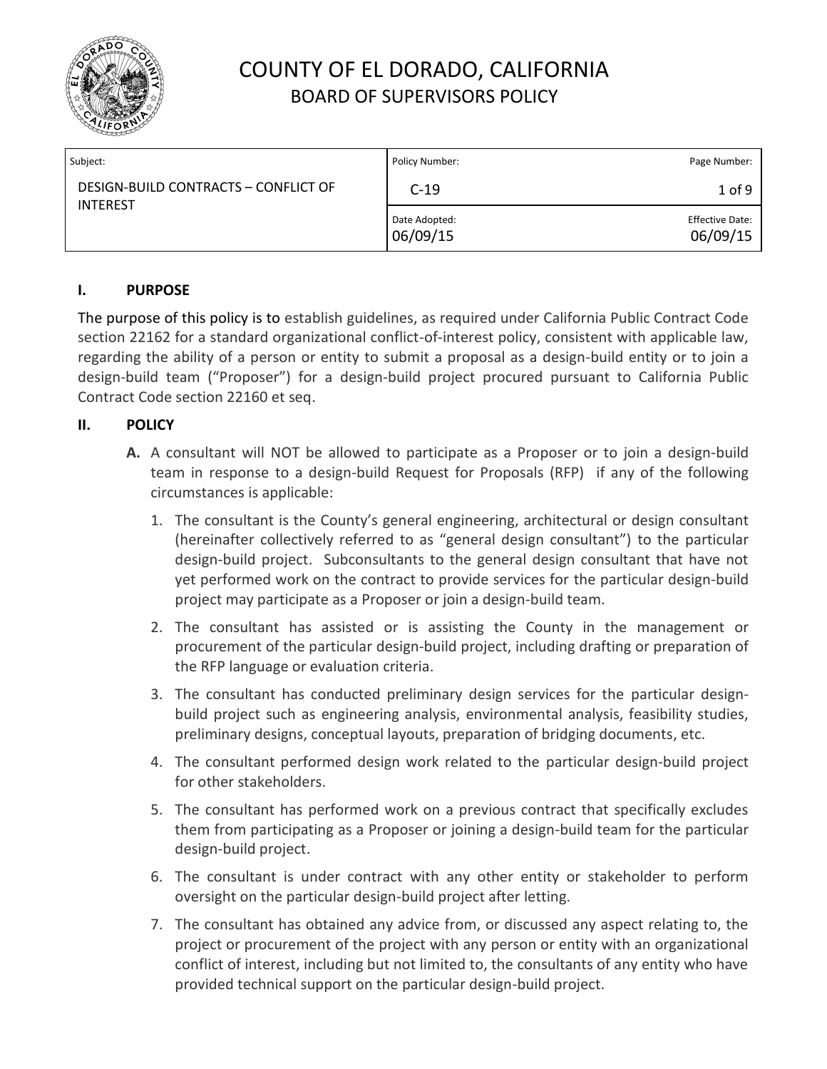# COUNTY OF EL DORADO, CALIFORNIA
## BOARD OF SUPERVISORS POLICY

| Subject: | Policy Number: | Page Number: |
|---|---|---|
| DESIGN-BUILD CONTRACTS – CONFLICT OF INTEREST | C-19 | 1 of 9 |
| | Date Adopted: 06/09/15 | Effective Date: 06/09/15 |

### I. PURPOSE

The purpose of this policy is to establish guidelines, as required under California Public Contract Code section 22162 for a standard organizational conflict-of-interest policy, consistent with applicable law, regarding the ability of a person or entity to submit a proposal as a design-build entity or to join a design-build team ("Proposer") for a design-build project procured pursuant to California Public Contract Code section 22160 et seq.

### II. POLICY

**A.** A consultant will NOT be allowed to participate as a Proposer or to join a design-build team in response to a design-build Request for Proposals (RFP) if any of the following circumstances is applicable:

1. The consultant is the County's general engineering, architectural or design consultant (hereinafter collectively referred to as "general design consultant") to the particular design-build project. Subconsultants to the general design consultant that have not yet performed work on the contract to provide services for the particular design-build project may participate as a Proposer or join a design-build team.
2. The consultant has assisted or is assisting the County in the management or procurement of the particular design-build project, including drafting or preparation of the RFP language or evaluation criteria.
3. The consultant has conducted preliminary design services for the particular design-build project such as engineering analysis, environmental analysis, feasibility studies, preliminary designs, conceptual layouts, preparation of bridging documents, etc.
4. The consultant performed design work related to the particular design-build project for other stakeholders.
5. The consultant has performed work on a previous contract that specifically excludes them from participating as a Proposer or joining a design-build team for the particular design-build project.
6. The consultant is under contract with any other entity or stakeholder to perform oversight on the particular design-build project after letting.
7. The consultant has obtained any advice from, or discussed any aspect relating to, the project or procurement of the project with any person or entity with an organizational conflict of interest, including but not limited to, the consultants of any entity who have provided technical support on the particular design-build project.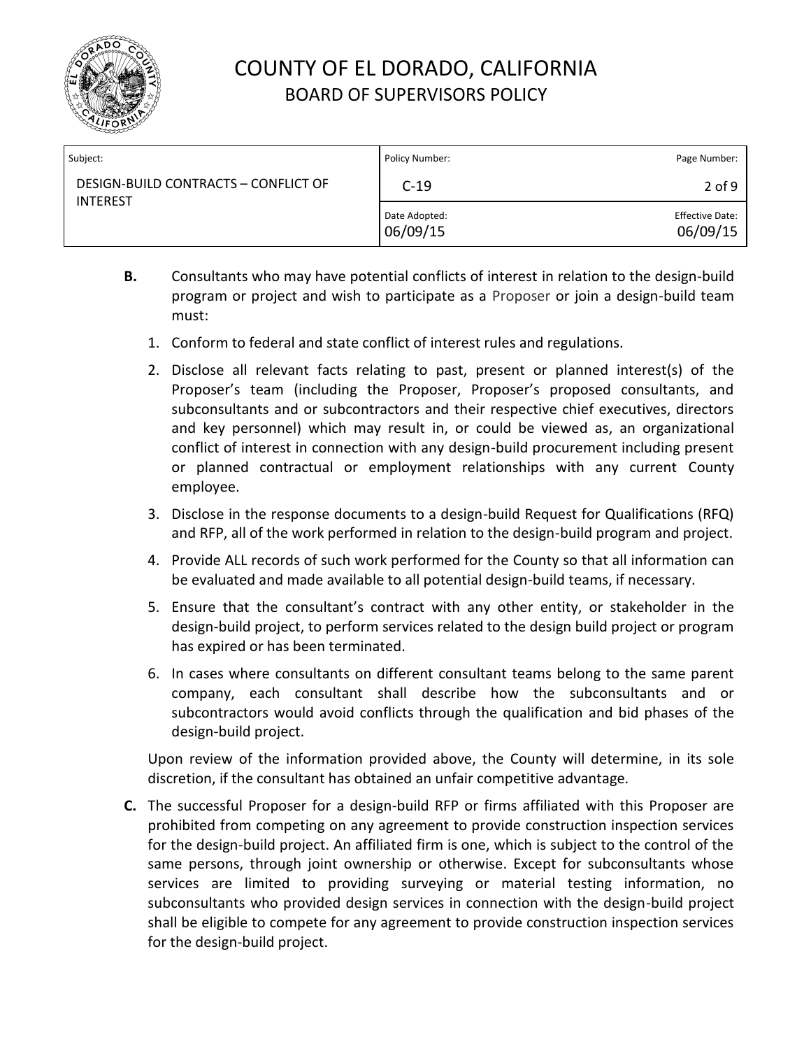**B.** Consultants who may have potential conflicts of interest in relation to the design-build program or project and wish to participate as a Proposer or join a design-build team must:

1. Conform to federal and state conflict of interest rules and regulations.
2. Disclose all relevant facts relating to past, present or planned interest(s) of the Proposer's team (including the Proposer, Proposer's proposed consultants, and subconsultants and or subcontractors and their respective chief executives, directors and key personnel) which may result in, or could be viewed as, an organizational conflict of interest in connection with any design-build procurement including present or planned contractual or employment relationships with any current County employee.
3. Disclose in the response documents to a design-build Request for Qualifications (RFQ) and RFP, all of the work performed in relation to the design-build program and project.
4. Provide ALL records of such work performed for the County so that all information can be evaluated and made available to all potential design-build teams, if necessary.
5. Ensure that the consultant's contract with any other entity, or stakeholder in the design-build project, to perform services related to the design build project or program has expired or has been terminated.
6. In cases where consultants on different consultant teams belong to the same parent company, each consultant shall describe how the subconsultants and or subcontractors would avoid conflicts through the qualification and bid phases of the design-build project.

Upon review of the information provided above, the County will determine, in its sole discretion, if the consultant has obtained an unfair competitive advantage.

**C.** The successful Proposer for a design-build RFP or firms affiliated with this Proposer are prohibited from competing on any agreement to provide construction inspection services for the design-build project. An affiliated firm is one, which is subject to the control of the same persons, through joint ownership or otherwise. Except for subconsultants whose services are limited to providing surveying or material testing information, no subconsultants who provided design services in connection with the design-build project shall be eligible to compete for any agreement to provide construction inspection services for the design-build project.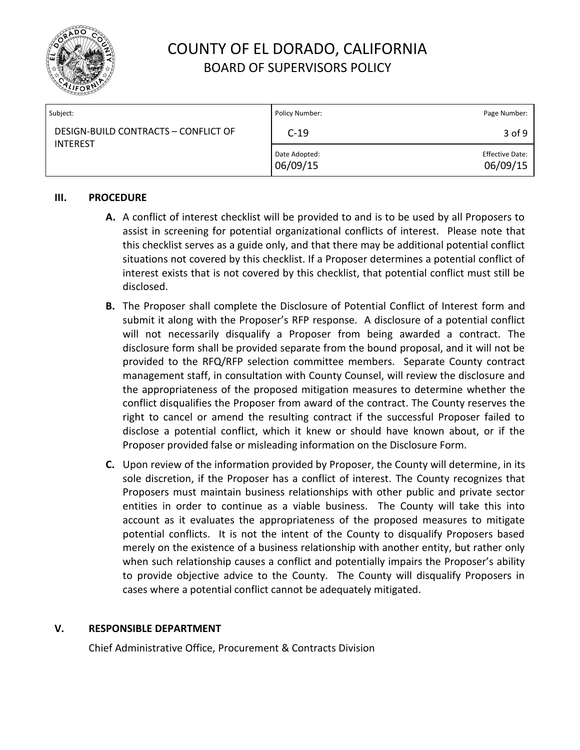## III. PROCEDURE

**A.** A conflict of interest checklist will be provided to and is to be used by all Proposers to assist in screening for potential organizational conflicts of interest. Please note that this checklist serves as a guide only, and that there may be additional potential conflict situations not covered by this checklist. If a Proposer determines a potential conflict of interest exists that is not covered by this checklist, that potential conflict must still be disclosed.

**B.** The Proposer shall complete the Disclosure of Potential Conflict of Interest form and submit it along with the Proposer's RFP response. A disclosure of a potential conflict will not necessarily disqualify a Proposer from being awarded a contract. The disclosure form shall be provided separate from the bound proposal, and it will not be provided to the RFQ/RFP selection committee members. Separate County contract management staff, in consultation with County Counsel, will review the disclosure and the appropriateness of the proposed mitigation measures to determine whether the conflict disqualifies the Proposer from award of the contract. The County reserves the right to cancel or amend the resulting contract if the successful Proposer failed to disclose a potential conflict, which it knew or should have known about, or if the Proposer provided false or misleading information on the Disclosure Form.

**C.** Upon review of the information provided by Proposer, the County will determine, in its sole discretion, if the Proposer has a conflict of interest. The County recognizes that Proposers must maintain business relationships with other public and private sector entities in order to continue as a viable business. The County will take this into account as it evaluates the appropriateness of the proposed measures to mitigate potential conflicts. It is not the intent of the County to disqualify Proposers based merely on the existence of a business relationship with another entity, but rather only when such relationship causes a conflict and potentially impairs the Proposer's ability to provide objective advice to the County. The County will disqualify Proposers in cases where a potential conflict cannot be adequately mitigated.

## V. RESPONSIBLE DEPARTMENT

Chief Administrative Office, Procurement & Contracts Division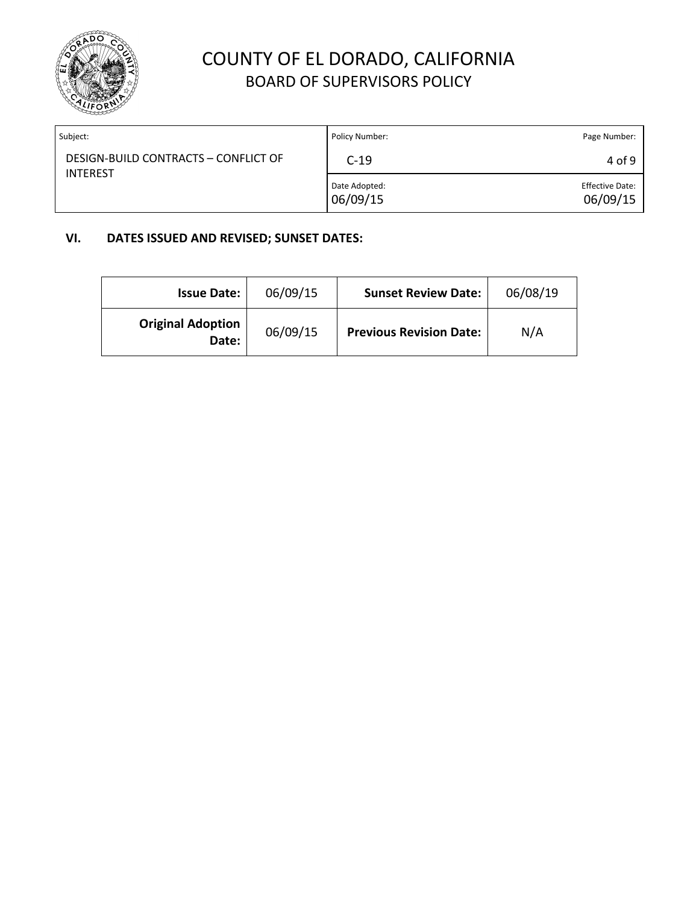## VI. DATES ISSUED AND REVISED; SUNSET DATES:

| **Issue Date:** | 06/09/15 | **Sunset Review Date:** | 06/08/19 |
|---|---|---|---|
| **Original Adoption Date:** | 06/09/15 | **Previous Revision Date:** | N/A |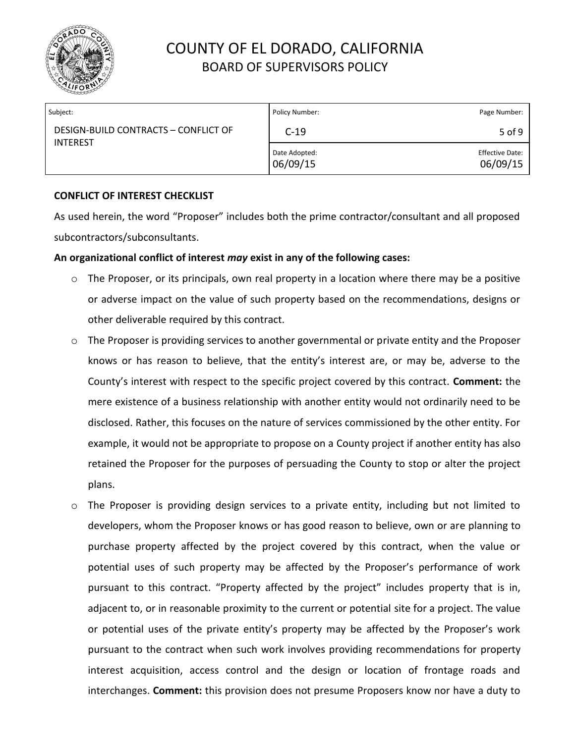**CONFLICT OF INTEREST CHECKLIST**

As used herein, the word "Proposer" includes both the prime contractor/consultant and all proposed subcontractors/subconsultants.

**An organizational conflict of interest *may* exist in any of the following cases:**

- The Proposer, or its principals, own real property in a location where there may be a positive or adverse impact on the value of such property based on the recommendations, designs or other deliverable required by this contract.
- The Proposer is providing services to another governmental or private entity and the Proposer knows or has reason to believe, that the entity's interest are, or may be, adverse to the County's interest with respect to the specific project covered by this contract. **Comment:** the mere existence of a business relationship with another entity would not ordinarily need to be disclosed. Rather, this focuses on the nature of services commissioned by the other entity. For example, it would not be appropriate to propose on a County project if another entity has also retained the Proposer for the purposes of persuading the County to stop or alter the project plans.
- The Proposer is providing design services to a private entity, including but not limited to developers, whom the Proposer knows or has good reason to believe, own or are planning to purchase property affected by the project covered by this contract, when the value or potential uses of such property may be affected by the Proposer's performance of work pursuant to this contract. "Property affected by the project" includes property that is in, adjacent to, or in reasonable proximity to the current or potential site for a project. The value or potential uses of the private entity's property may be affected by the Proposer's work pursuant to the contract when such work involves providing recommendations for property interest acquisition, access control and the design or location of frontage roads and interchanges. **Comment:** this provision does not presume Proposers know nor have a duty to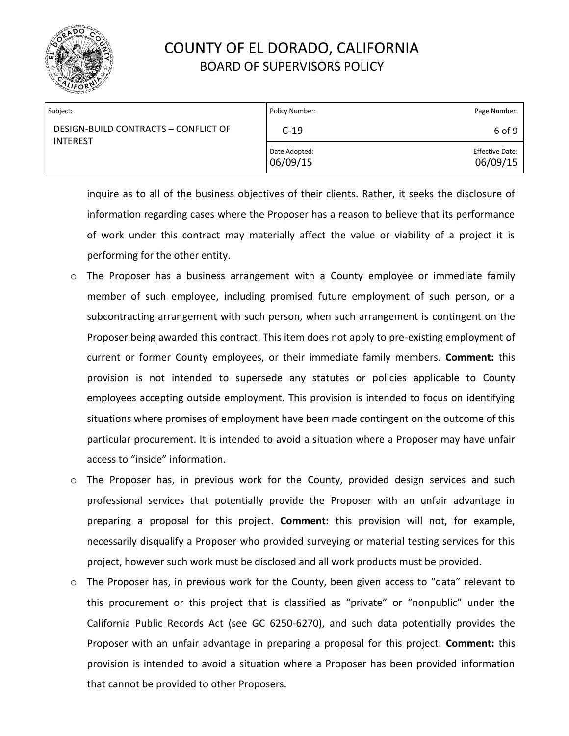inquire as to all of the business objectives of their clients. Rather, it seeks the disclosure of information regarding cases where the Proposer has a reason to believe that its performance of work under this contract may materially affect the value or viability of a project it is performing for the other entity.

- The Proposer has a business arrangement with a County employee or immediate family member of such employee, including promised future employment of such person, or a subcontracting arrangement with such person, when such arrangement is contingent on the Proposer being awarded this contract. This item does not apply to pre-existing employment of current or former County employees, or their immediate family members. **Comment:** this provision is not intended to supersede any statutes or policies applicable to County employees accepting outside employment. This provision is intended to focus on identifying situations where promises of employment have been made contingent on the outcome of this particular procurement. It is intended to avoid a situation where a Proposer may have unfair access to "inside" information.
- The Proposer has, in previous work for the County, provided design services and such professional services that potentially provide the Proposer with an unfair advantage in preparing a proposal for this project. **Comment:** this provision will not, for example, necessarily disqualify a Proposer who provided surveying or material testing services for this project, however such work must be disclosed and all work products must be provided.
- The Proposer has, in previous work for the County, been given access to "data" relevant to this procurement or this project that is classified as "private" or "nonpublic" under the California Public Records Act (see GC 6250-6270), and such data potentially provides the Proposer with an unfair advantage in preparing a proposal for this project. **Comment:** this provision is intended to avoid a situation where a Proposer has been provided information that cannot be provided to other Proposers.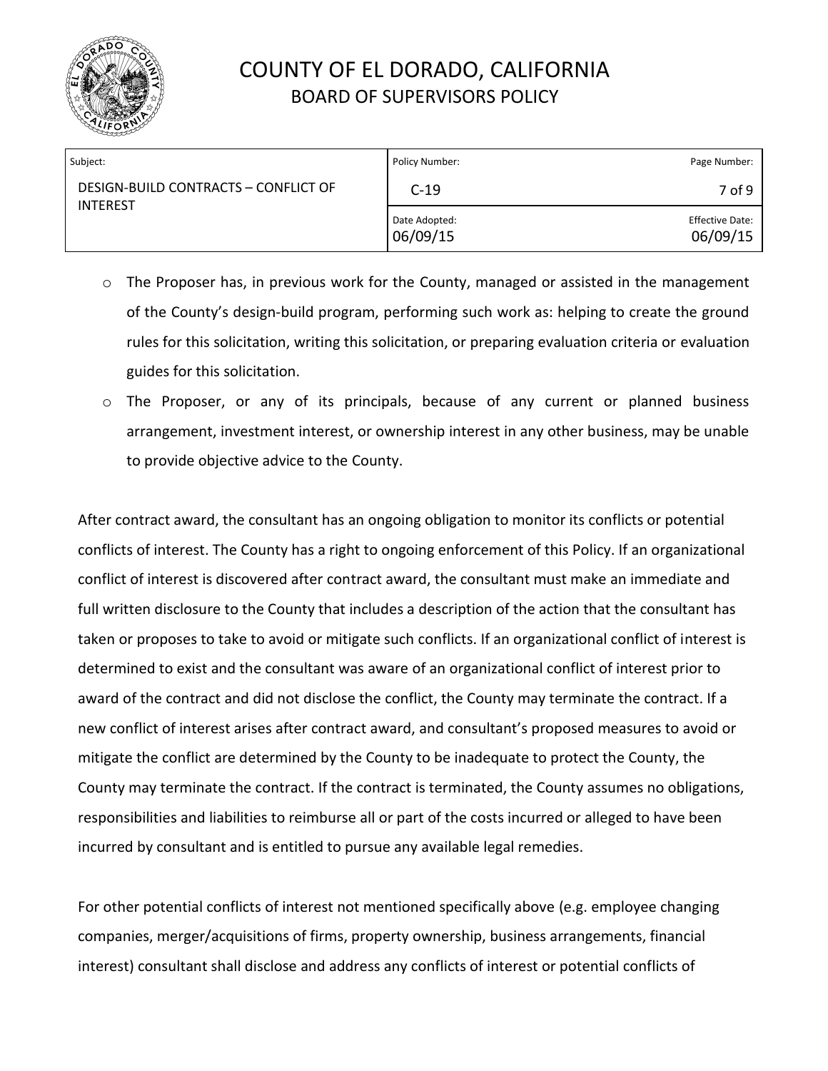- The Proposer has, in previous work for the County, managed or assisted in the management of the County's design-build program, performing such work as: helping to create the ground rules for this solicitation, writing this solicitation, or preparing evaluation criteria or evaluation guides for this solicitation.
- The Proposer, or any of its principals, because of any current or planned business arrangement, investment interest, or ownership interest in any other business, may be unable to provide objective advice to the County.

After contract award, the consultant has an ongoing obligation to monitor its conflicts or potential conflicts of interest. The County has a right to ongoing enforcement of this Policy. If an organizational conflict of interest is discovered after contract award, the consultant must make an immediate and full written disclosure to the County that includes a description of the action that the consultant has taken or proposes to take to avoid or mitigate such conflicts. If an organizational conflict of interest is determined to exist and the consultant was aware of an organizational conflict of interest prior to award of the contract and did not disclose the conflict, the County may terminate the contract. If a new conflict of interest arises after contract award, and consultant's proposed measures to avoid or mitigate the conflict are determined by the County to be inadequate to protect the County, the County may terminate the contract. If the contract is terminated, the County assumes no obligations, responsibilities and liabilities to reimburse all or part of the costs incurred or alleged to have been incurred by consultant and is entitled to pursue any available legal remedies.

For other potential conflicts of interest not mentioned specifically above (e.g. employee changing companies, merger/acquisitions of firms, property ownership, business arrangements, financial interest) consultant shall disclose and address any conflicts of interest or potential conflicts of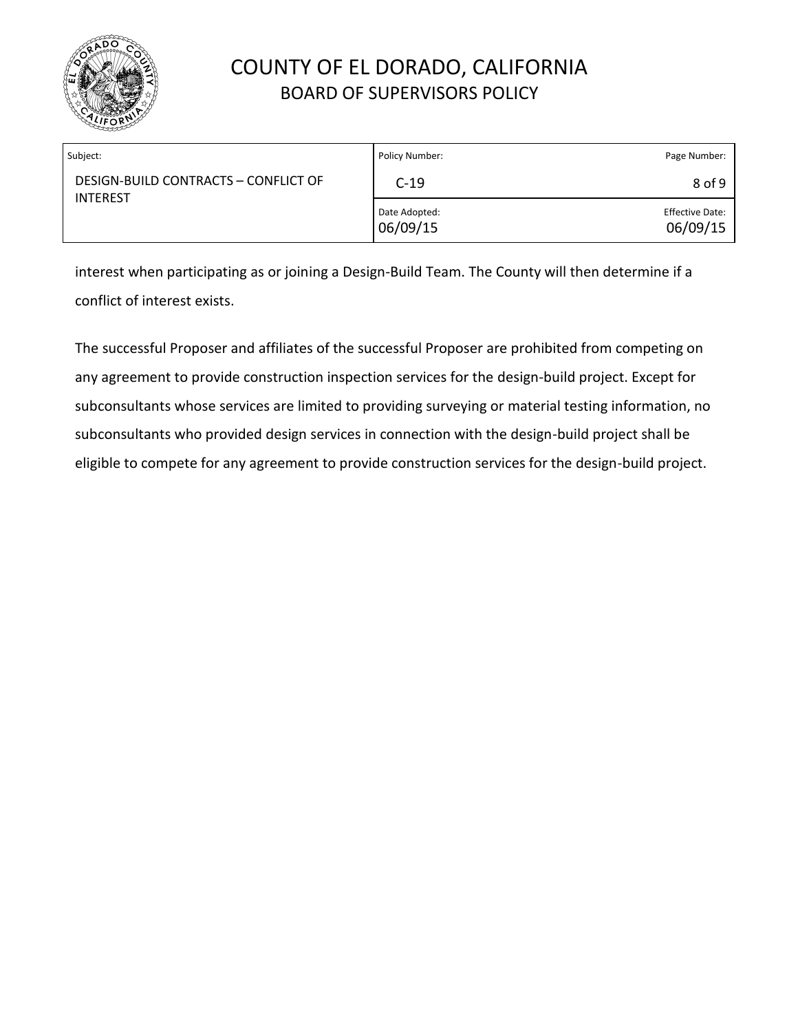interest when participating as or joining a Design-Build Team. The County will then determine if a conflict of interest exists.

The successful Proposer and affiliates of the successful Proposer are prohibited from competing on any agreement to provide construction inspection services for the design-build project. Except for subconsultants whose services are limited to providing surveying or material testing information, no subconsultants who provided design services in connection with the design-build project shall be eligible to compete for any agreement to provide construction services for the design-build project.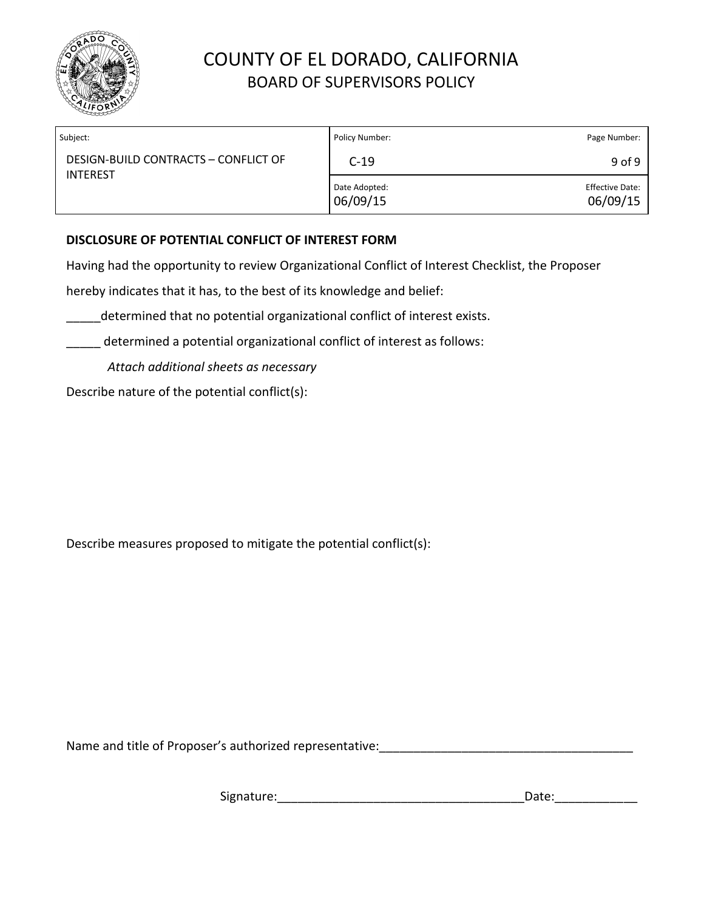# COUNTY OF EL DORADO, CALIFORNIA
## BOARD OF SUPERVISORS POLICY

| Subject: | Policy Number: | Page Number: |
|---|---|---|
| DESIGN-BUILD CONTRACTS – CONFLICT OF INTEREST | C-19 | 9 of 9 |
| | Date Adopted: 06/09/15 | Effective Date: 06/09/15 |

**DISCLOSURE OF POTENTIAL CONFLICT OF INTEREST FORM**

Having had the opportunity to review Organizational Conflict of Interest Checklist, the Proposer hereby indicates that it has, to the best of its knowledge and belief:

_____determined that no potential organizational conflict of interest exists.

_____ determined a potential organizational conflict of interest as follows:

*Attach additional sheets as necessary*

Describe nature of the potential conflict(s):

Describe measures proposed to mitigate the potential conflict(s):

Name and title of Proposer's authorized representative:_____________________________________

Signature:____________________________________Date:____________